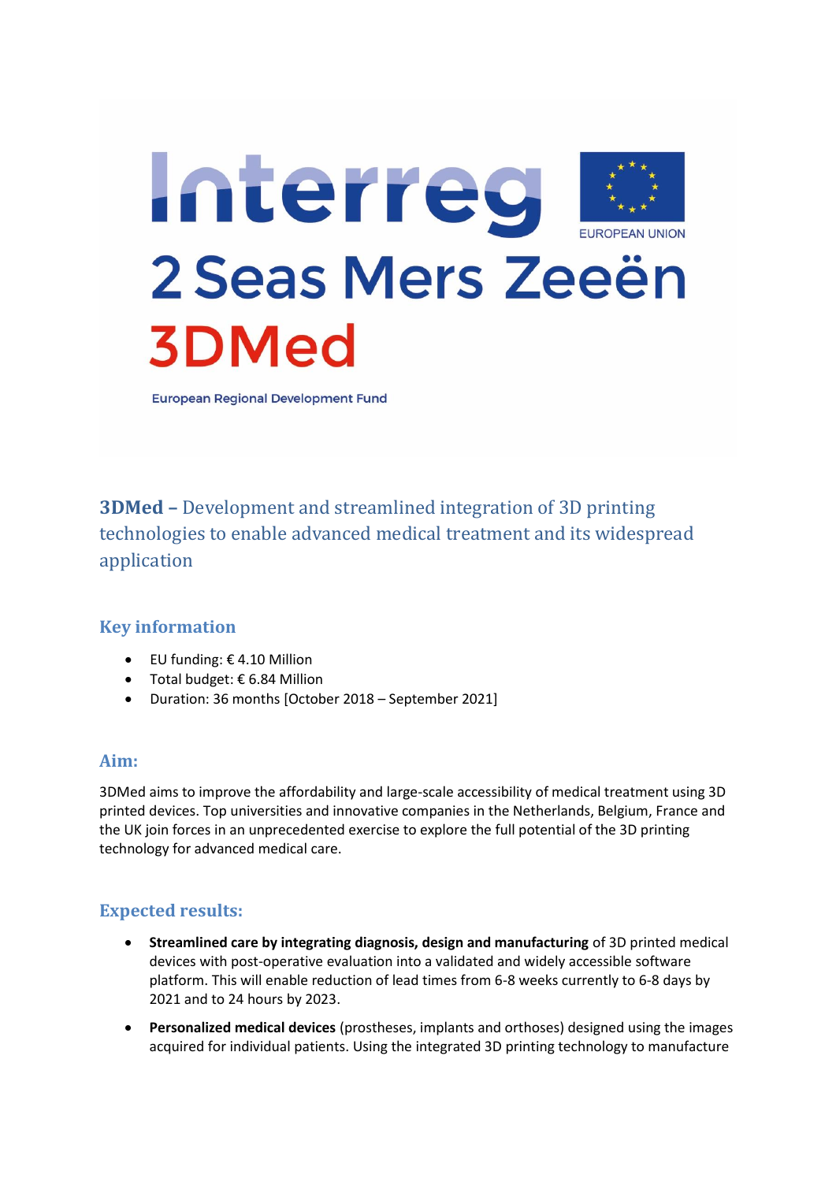Interreg

EUROPEAN UNION

2 Seas Mers Zeeën

3DMed

European Regional Development Fund

## **3DMed –** Development and streamlined integration of 3D printing technologies to enable advanced medical treatment and its widespread application

### Key information

- EU funding: € 4.10 Million
- Total budget: € 6.84 Million
- Duration: 36 months [October 2018 – September 2021]

### Aim:

3DMed aims to improve the affordability and large-scale accessibility of medical treatment using 3D printed devices. Top universities and innovative companies in the Netherlands, Belgium, France and the UK join forces in an unprecedented exercise to explore the full potential of the 3D printing technology for advanced medical care.

### Expected results:

- **Streamlined care by integrating diagnosis, design and manufacturing** of 3D printed medical devices with post-operative evaluation into a validated and widely accessible software platform. This will enable reduction of lead times from 6-8 weeks currently to 6-8 days by 2021 and to 24 hours by 2023.
- **Personalized medical devices** (prostheses, implants and orthoses) designed using the images acquired for individual patients. Using the integrated 3D printing technology to manufacture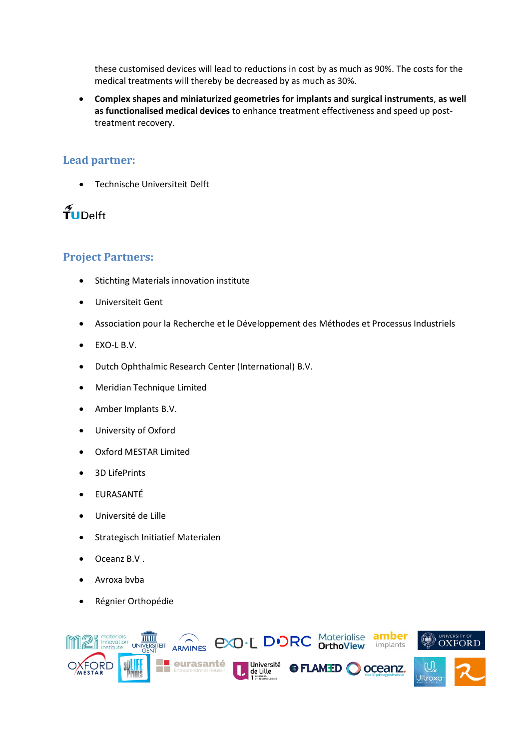these customised devices will lead to reductions in cost by as much as 90%. The costs for the medical treatments will thereby be decreased by as much as 30%.

- **Complex shapes and miniaturized geometries for implants and surgical instruments**, **as well as functionalised medical devices** to enhance treatment effectiveness and speed up post-treatment recovery.

## Lead partner:

- Technische Universiteit Delft

## Project Partners:

- Stichting Materials innovation institute
- Universiteit Gent
- Association pour la Recherche et le Développement des Méthodes et Processus Industriels
- EXO-L B.V.
- Dutch Ophthalmic Research Center (International) B.V.
- Meridian Technique Limited
- Amber Implants B.V.
- University of Oxford
- Oxford MESTAR Limited
- 3D LifePrints
- EURASANTÉ
- Université de Lille
- Strategisch Initiatief Materialen
- Oceanz B.V .
- Avroxa bvba
- Régnier Orthopédie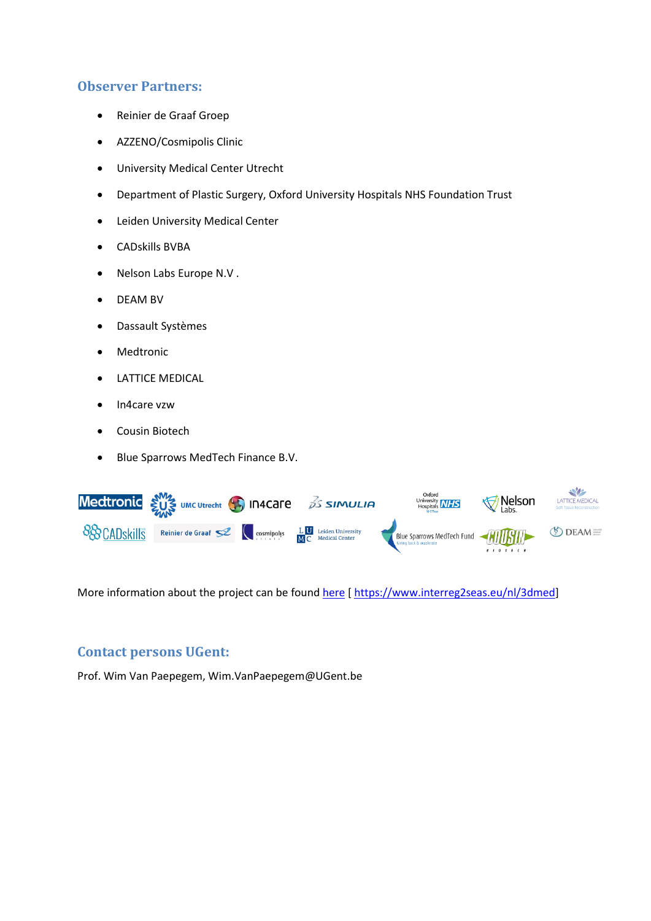## Observer Partners:

- Reinier de Graaf Groep
- AZZENO/Cosmipolis Clinic
- University Medical Center Utrecht
- Department of Plastic Surgery, Oxford University Hospitals NHS Foundation Trust
- Leiden University Medical Center
- CADskills BVBA
- Nelson Labs Europe N.V .
- DEAM BV
- Dassault Systèmes
- Medtronic
- LATTICE MEDICAL
- In4care vzw
- Cousin Biotech
- Blue Sparrows MedTech Finance B.V.

More information about the project can be found here [ https://www.interreg2seas.eu/nl/3dmed]

## Contact persons UGent:

Prof. Wim Van Paepegem, Wim.VanPaepegem@UGent.be